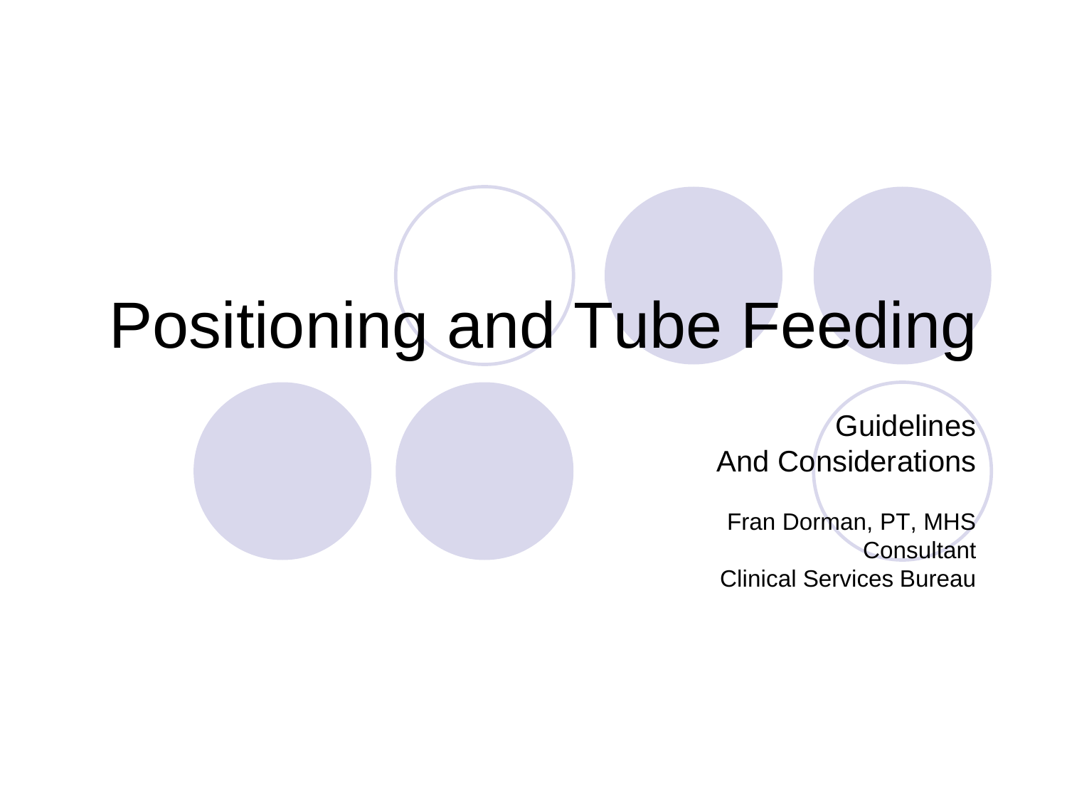# Positioning and Tube Feeding

Guidelines
And Considerations

Fran Dorman, PT, MHS
Consultant
Clinical Services Bureau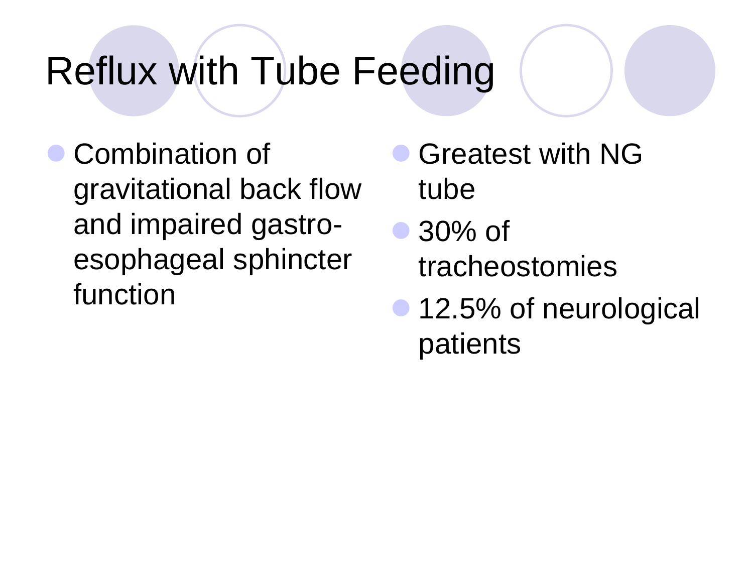# Reflux with Tube Feeding

- Combination of gravitational back flow and impaired gastro-esophageal sphincter function
- Greatest with NG tube
- 30% of tracheostomies
- 12.5% of neurological patients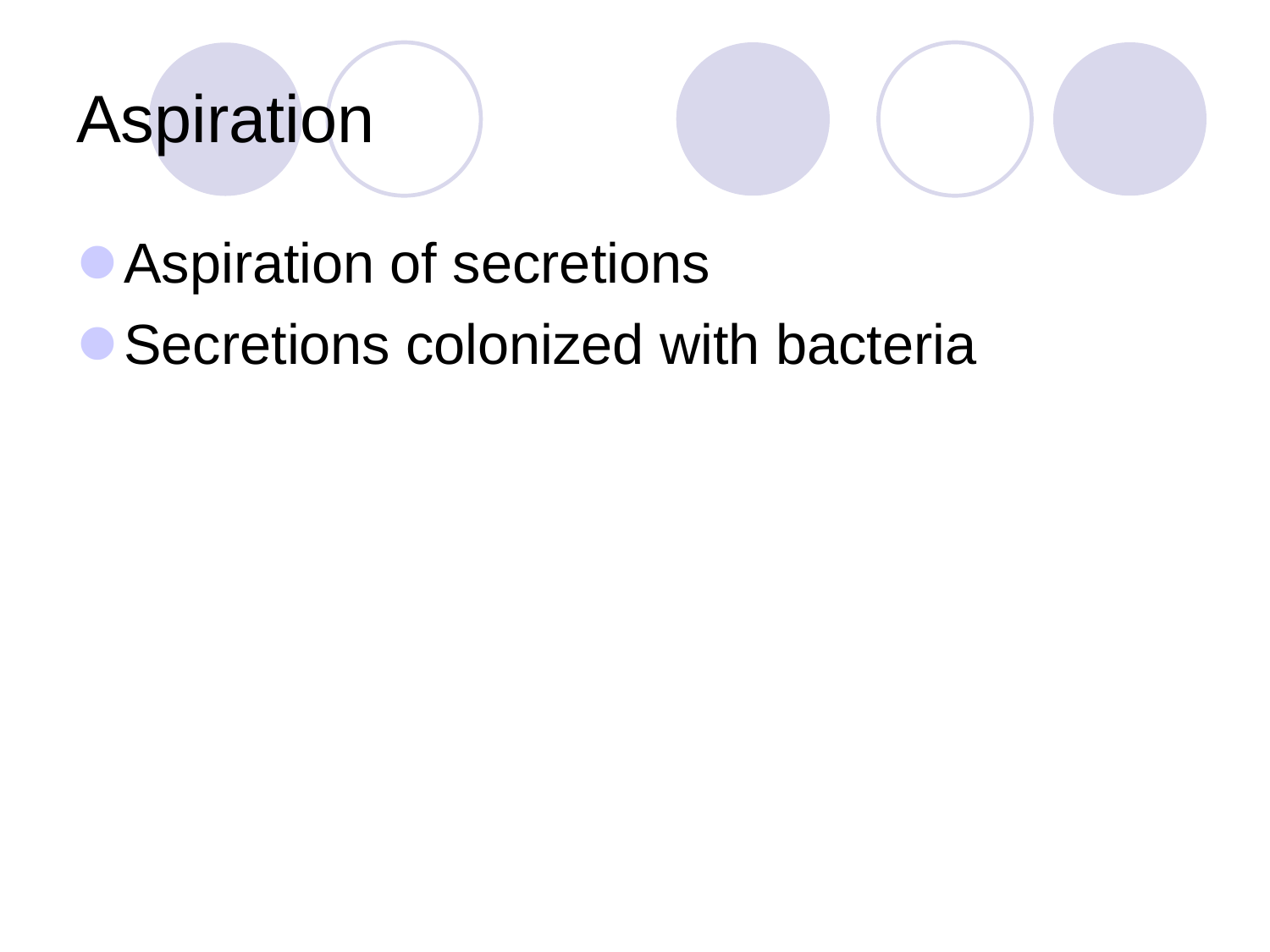# Aspiration

- Aspiration of secretions
- Secretions colonized with bacteria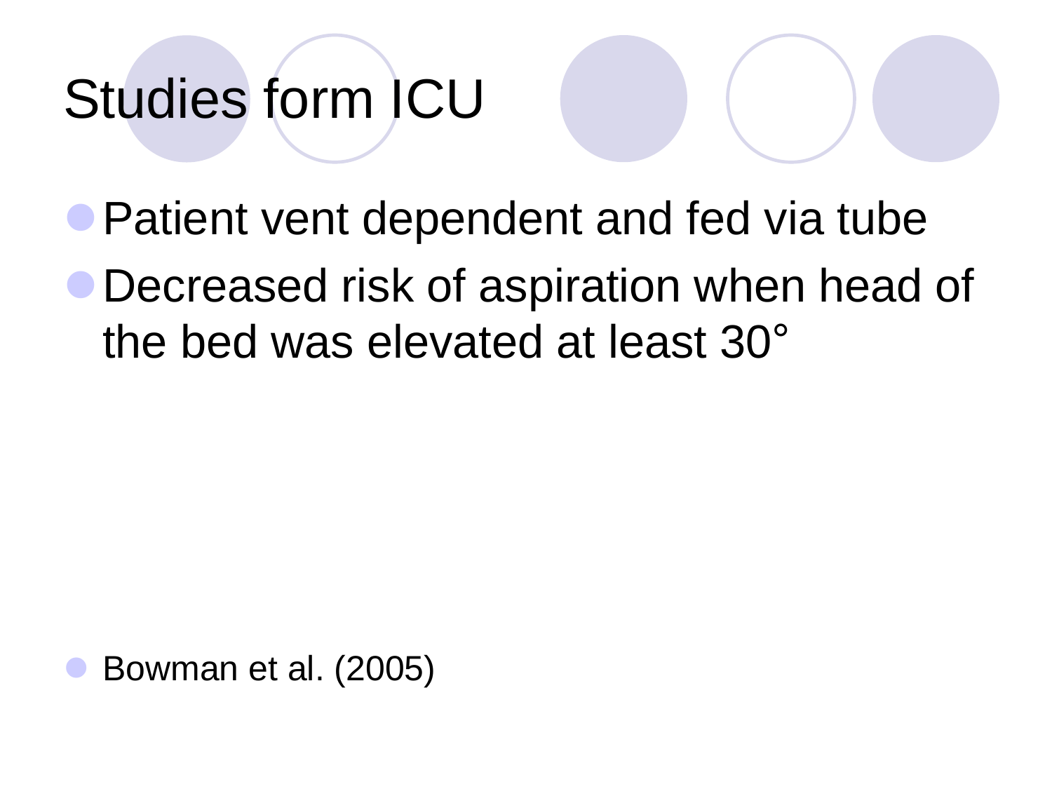# Studies form ICU

- Patient vent dependent and fed via tube
- Decreased risk of aspiration when head of the bed was elevated at least 30°

- Bowman et al. (2005)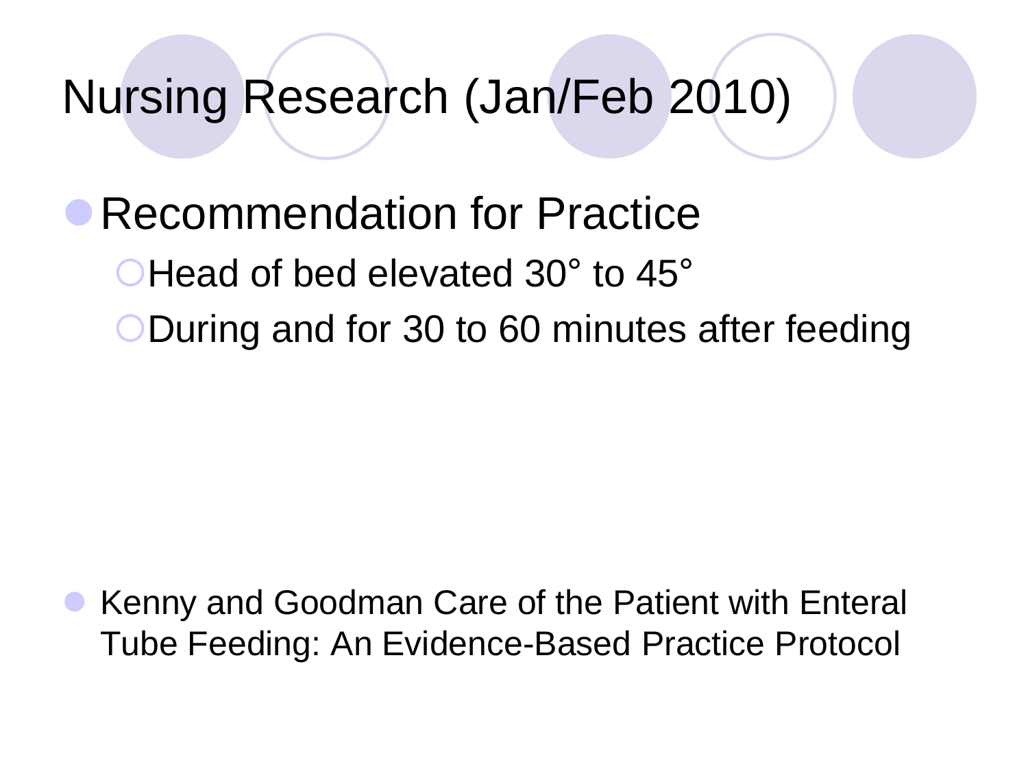# Nursing Research (Jan/Feb 2010)

- Recommendation for Practice
  - Head of bed elevated 30° to 45°
  - During and for 30 to 60 minutes after feeding

- Kenny and Goodman Care of the Patient with Enteral Tube Feeding: An Evidence-Based Practice Protocol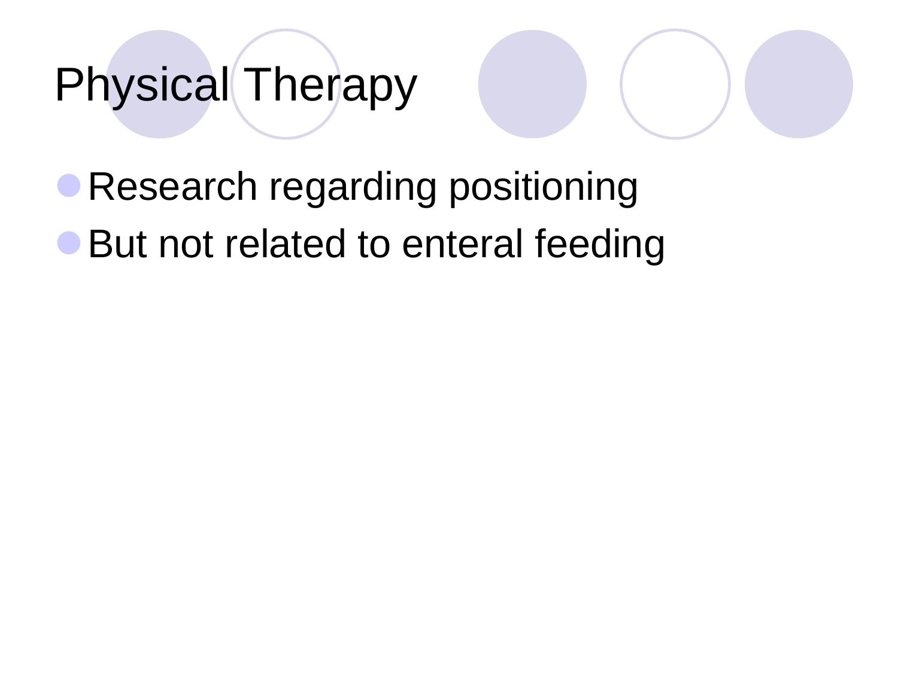# Physical Therapy

- Research regarding positioning
- But not related to enteral feeding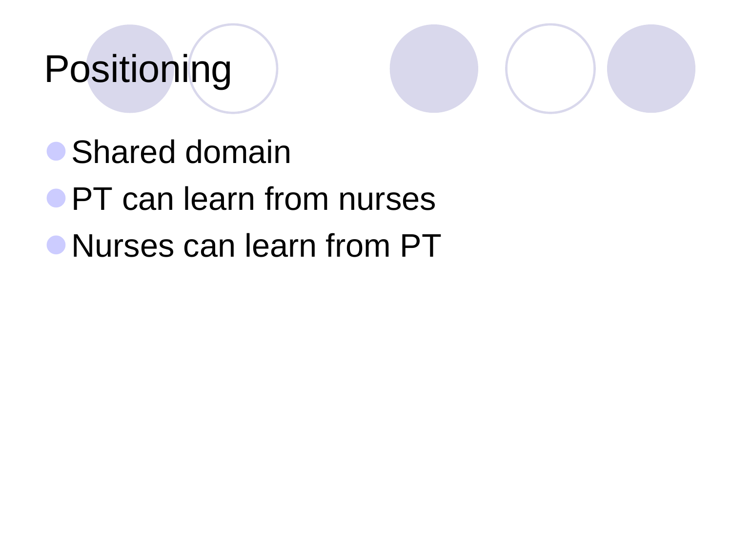# Positioning

- Shared domain
- PT can learn from nurses
- Nurses can learn from PT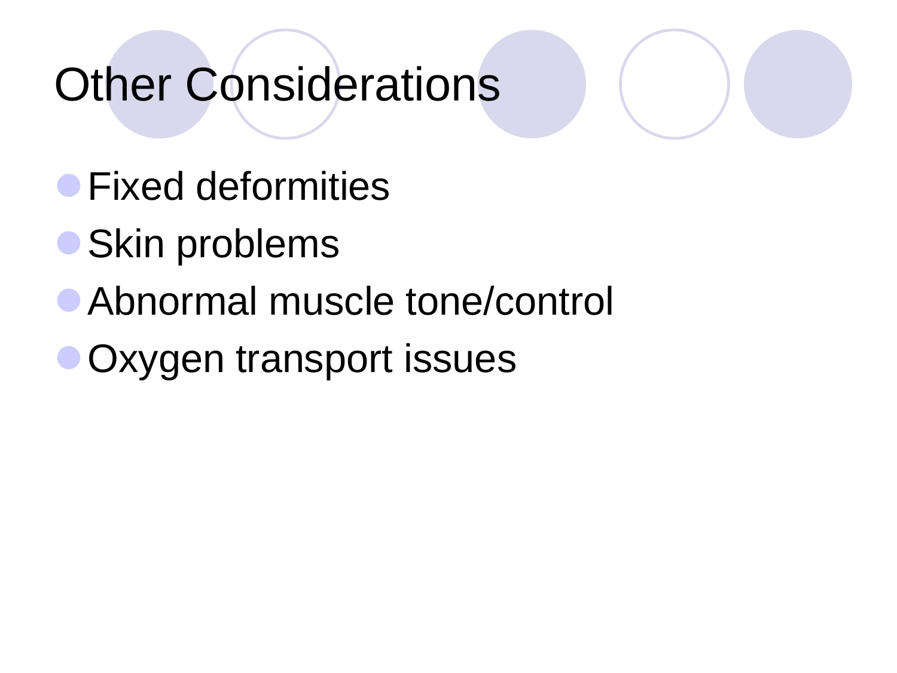# Other Considerations

- Fixed deformities
- Skin problems
- Abnormal muscle tone/control
- Oxygen transport issues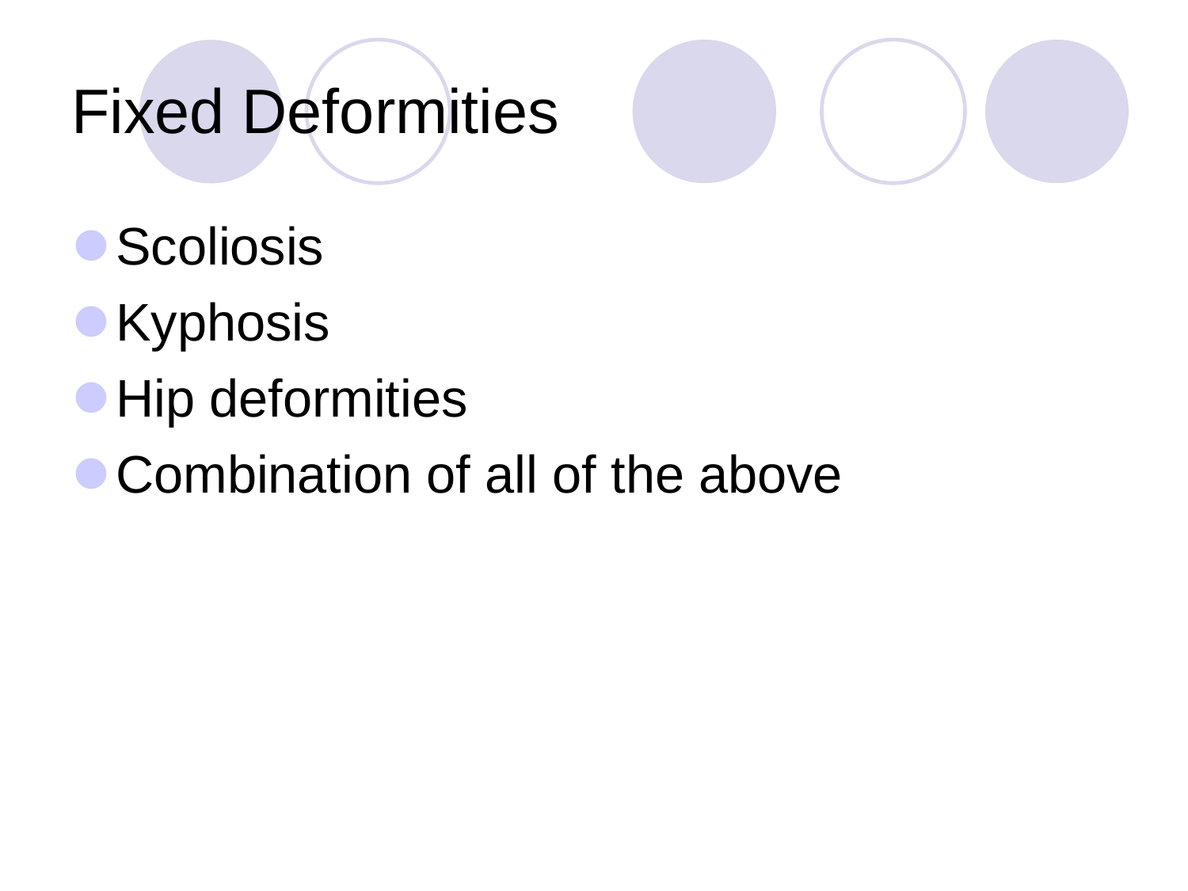# Fixed Deformities

- Scoliosis
- Kyphosis
- Hip deformities
- Combination of all of the above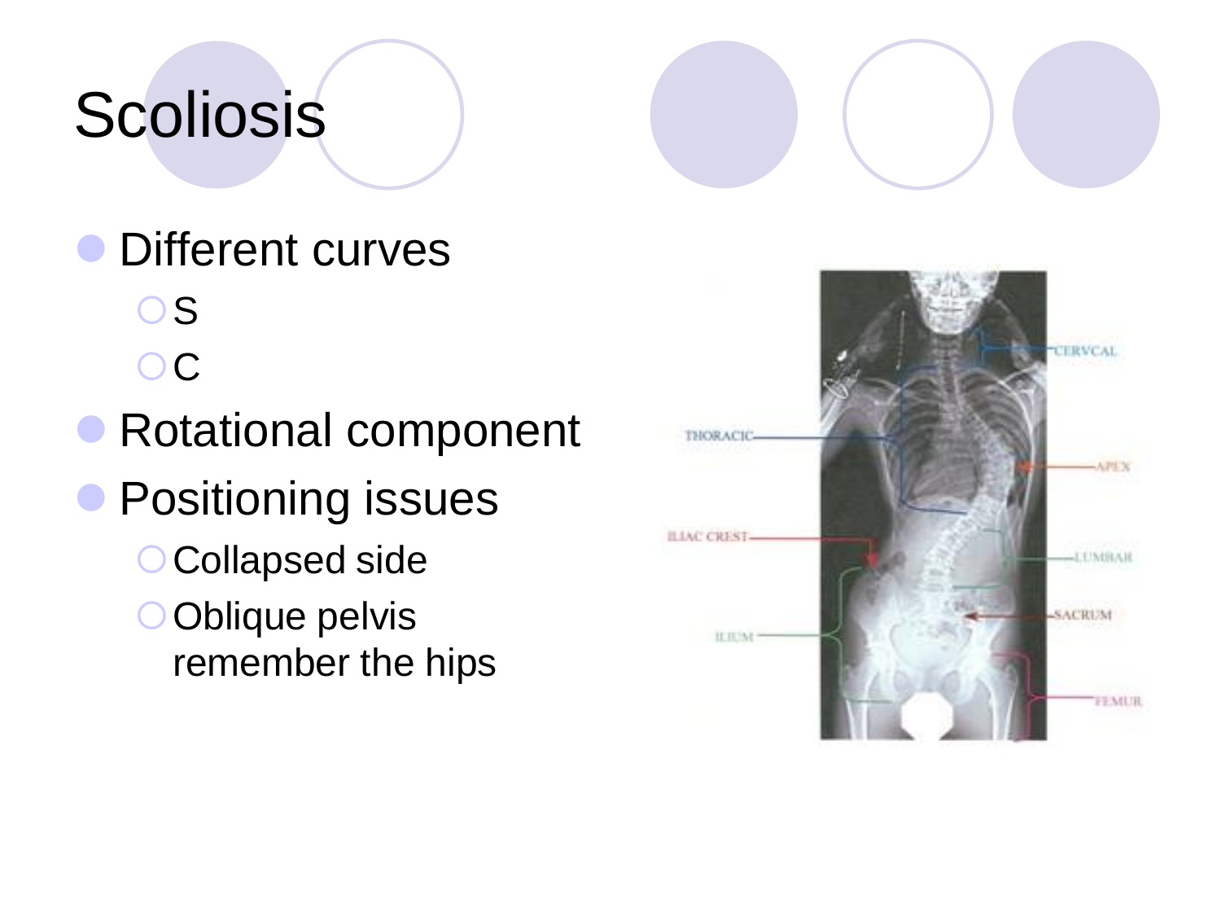# Scoliosis

- Different curves
  - S
  - C
- Rotational component
- Positioning issues
  - Collapsed side
  - Oblique pelvis remember the hips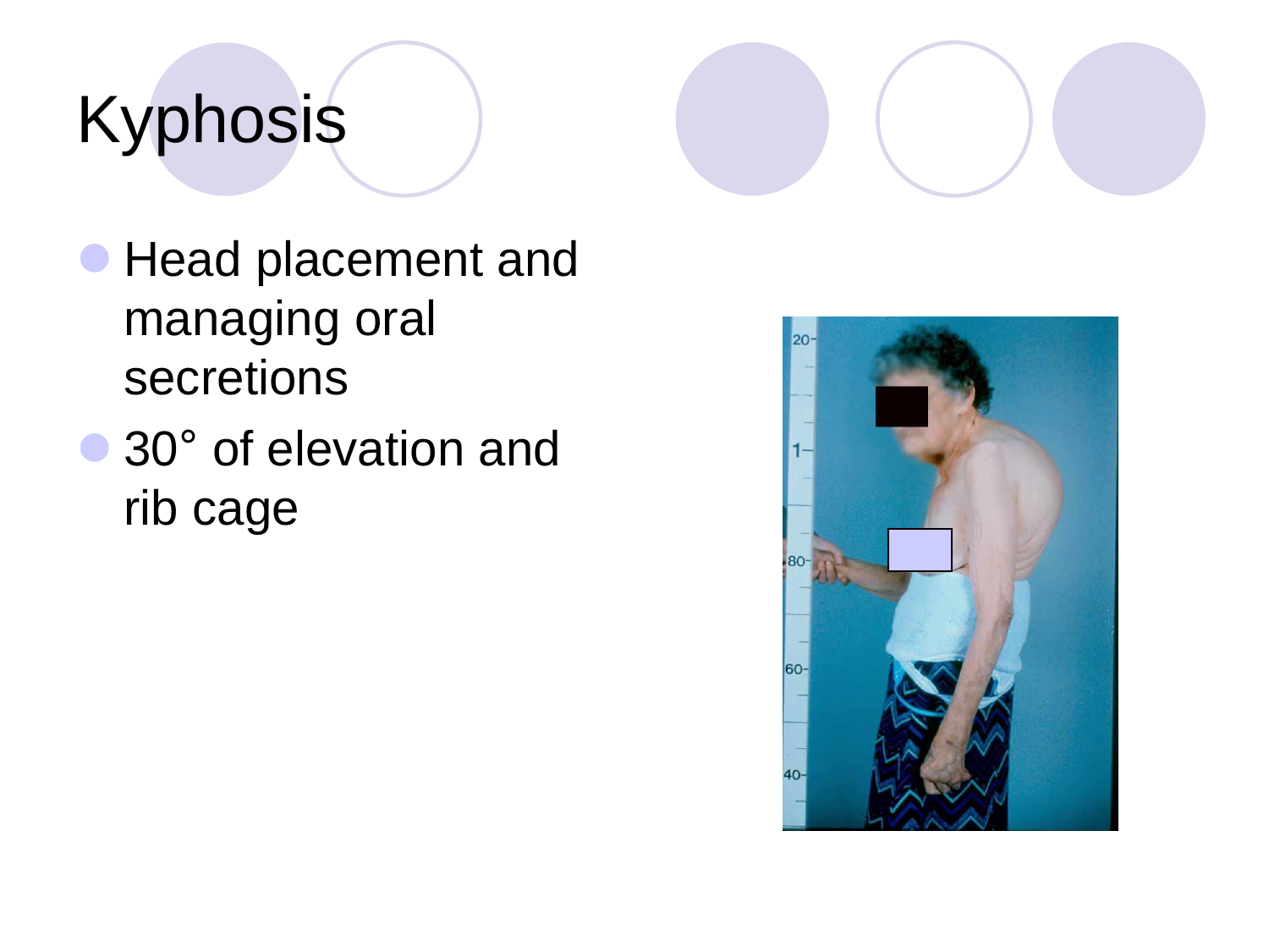# Kyphosis

- Head placement and managing oral secretions
- 30° of elevation and rib cage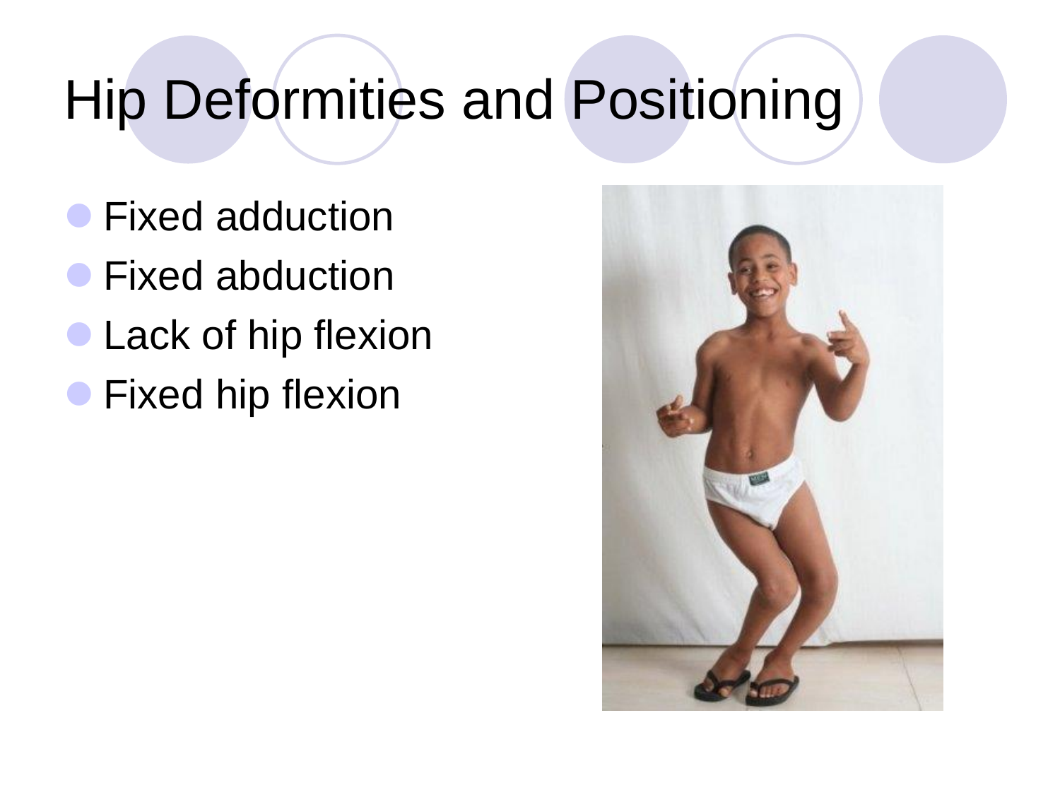# Hip Deformities and Positioning

- Fixed adduction
- Fixed abduction
- Lack of hip flexion
- Fixed hip flexion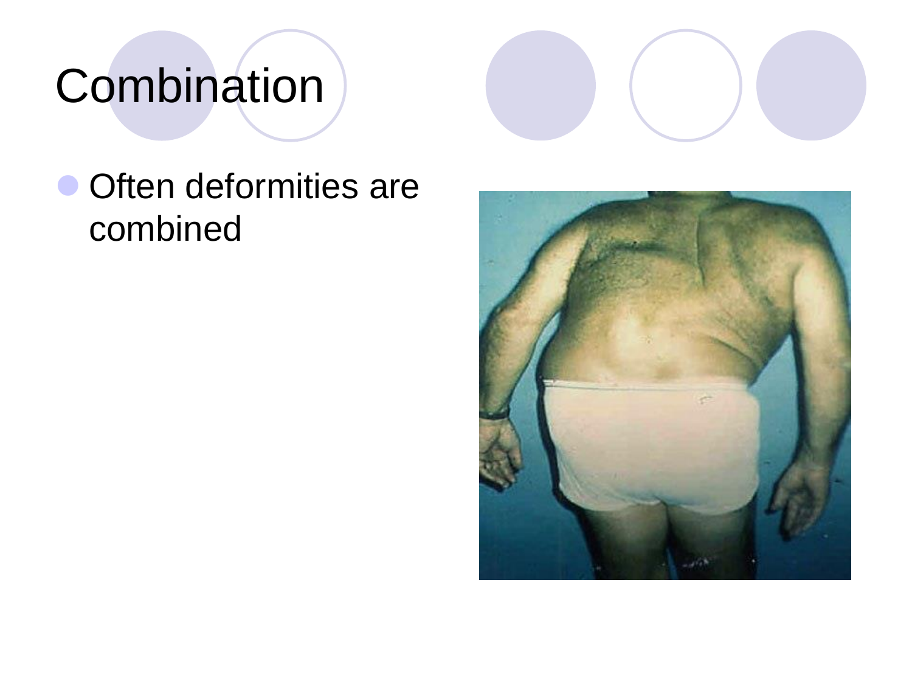# Combination

- Often deformities are combined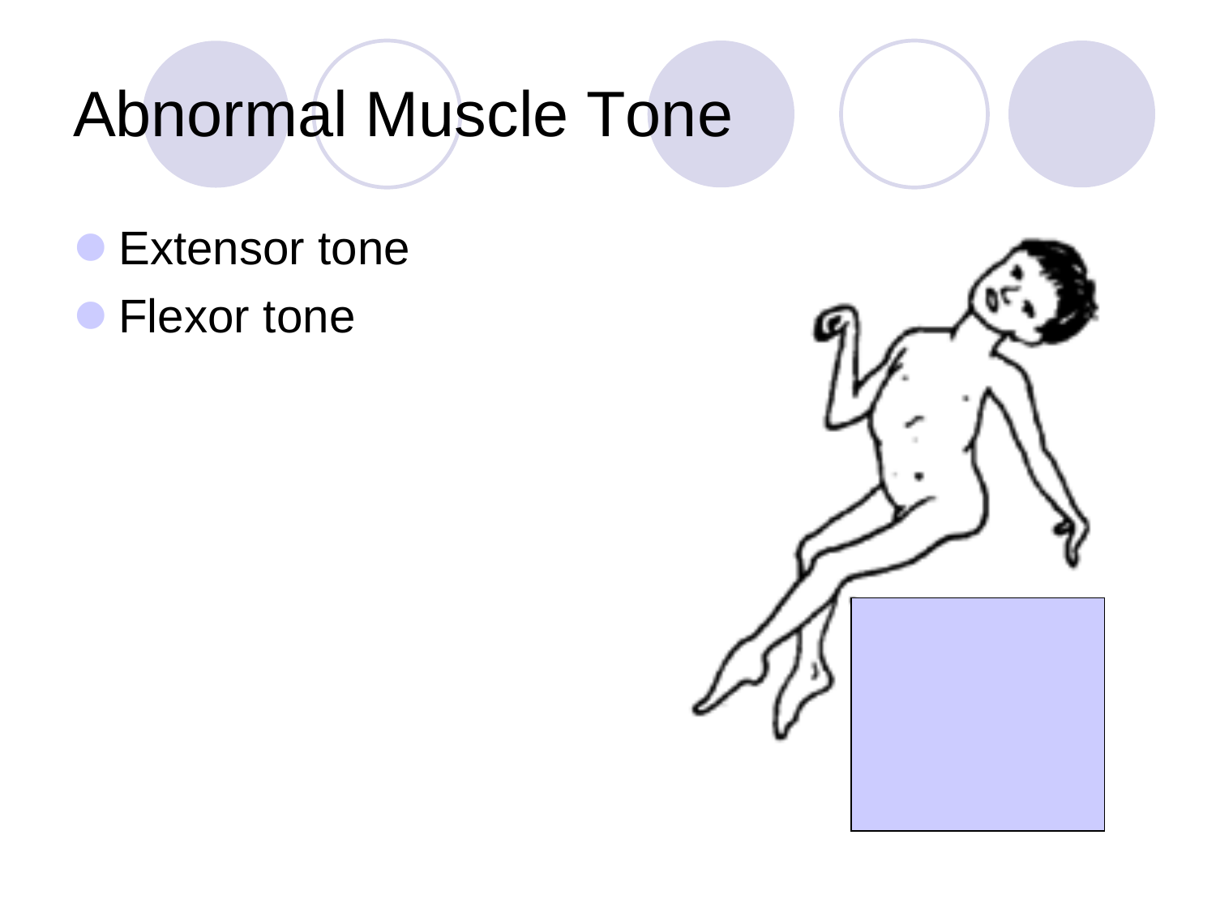# Abnormal Muscle Tone

- Extensor tone
- Flexor tone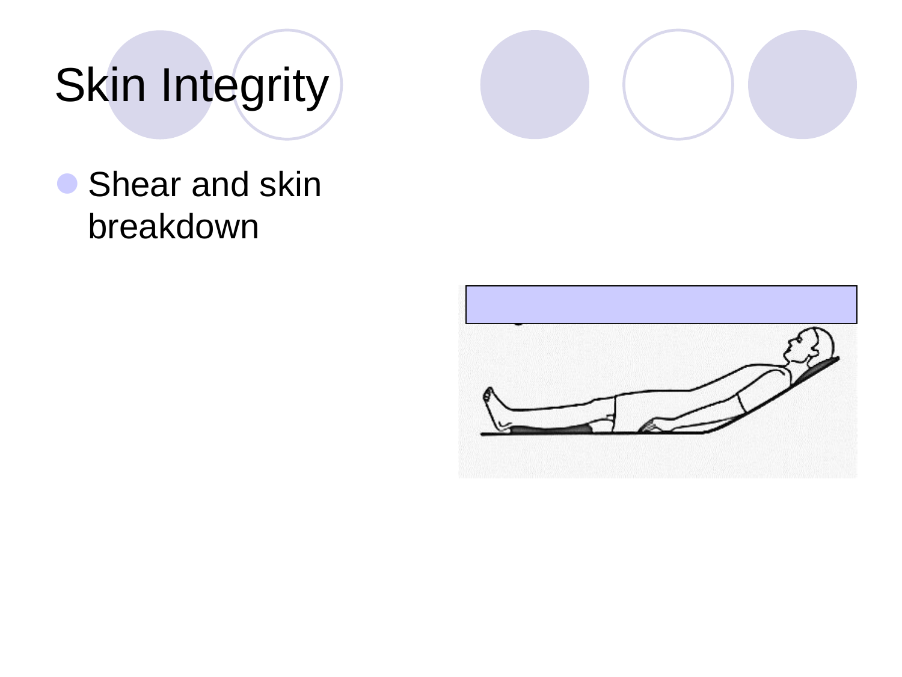# Skin Integrity

- Shear and skin breakdown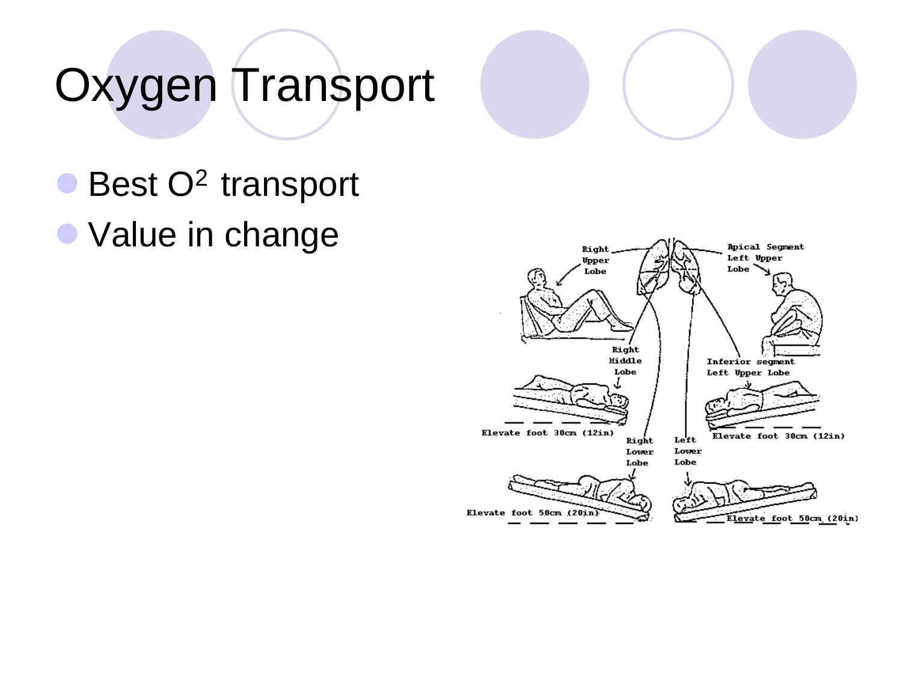# Oxygen Transport

- Best $O^2$ transport
- Value in change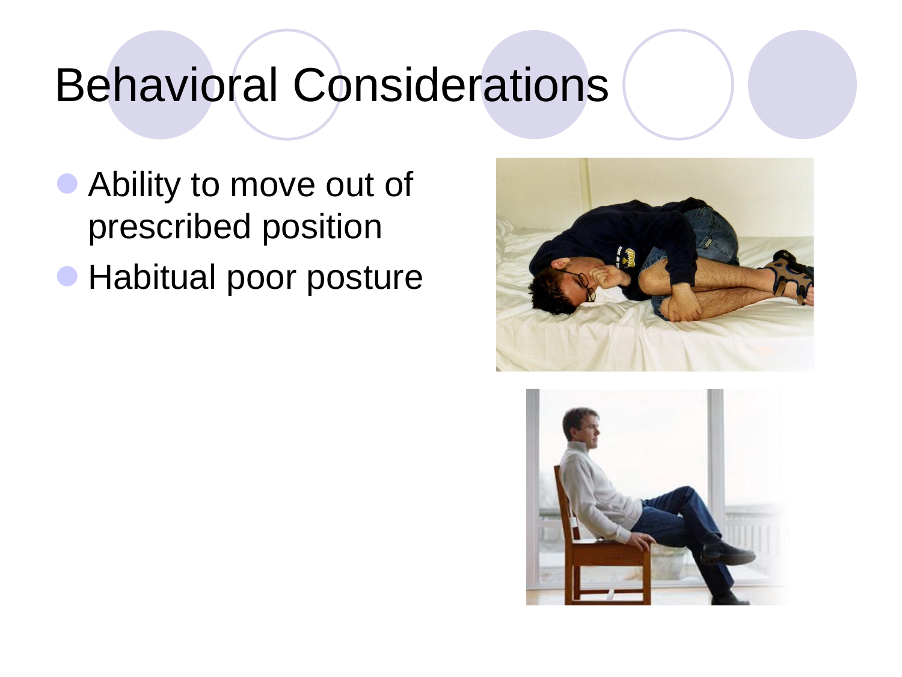# Behavioral Considerations

- Ability to move out of prescribed position
- Habitual poor posture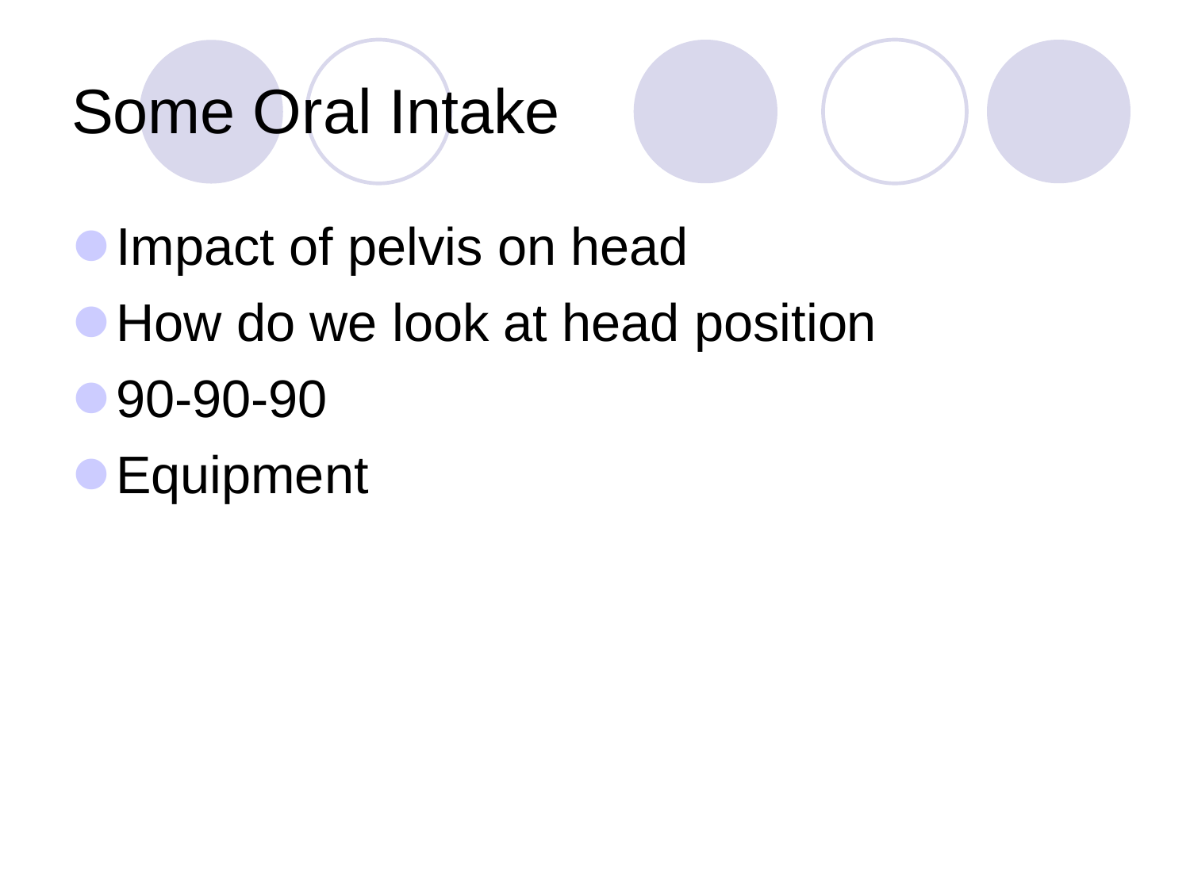# Some Oral Intake

- Impact of pelvis on head
- How do we look at head position
- 90-90-90
- Equipment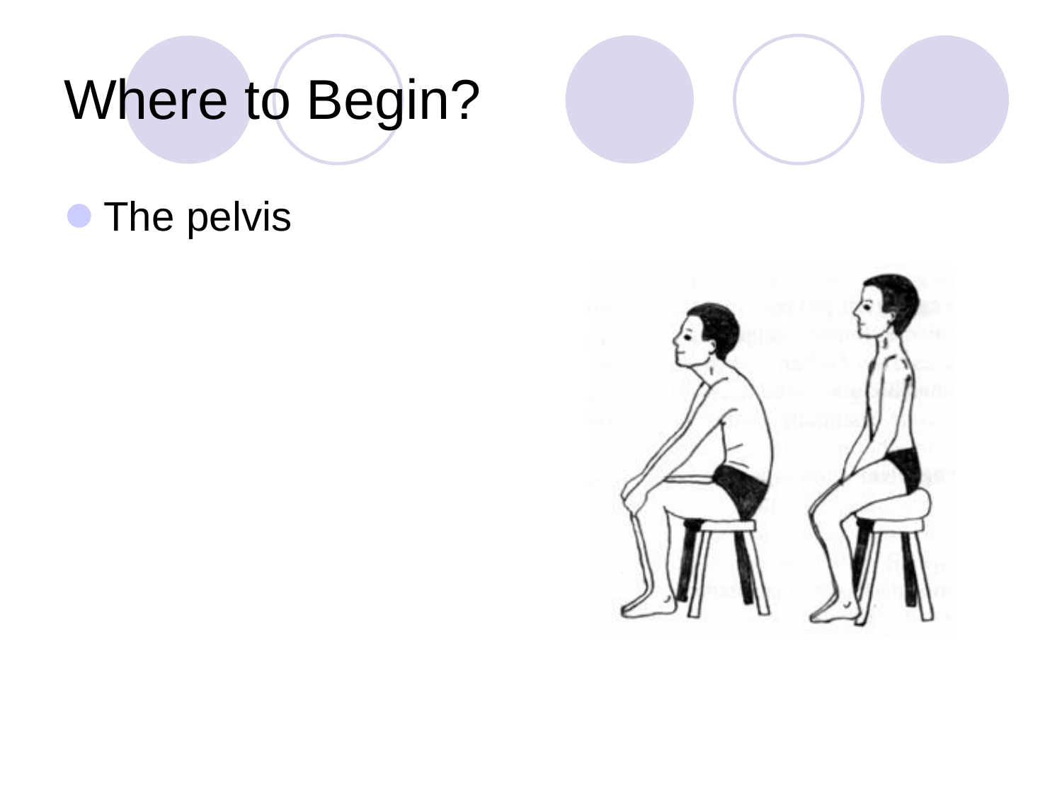# Where to Begin?

- The pelvis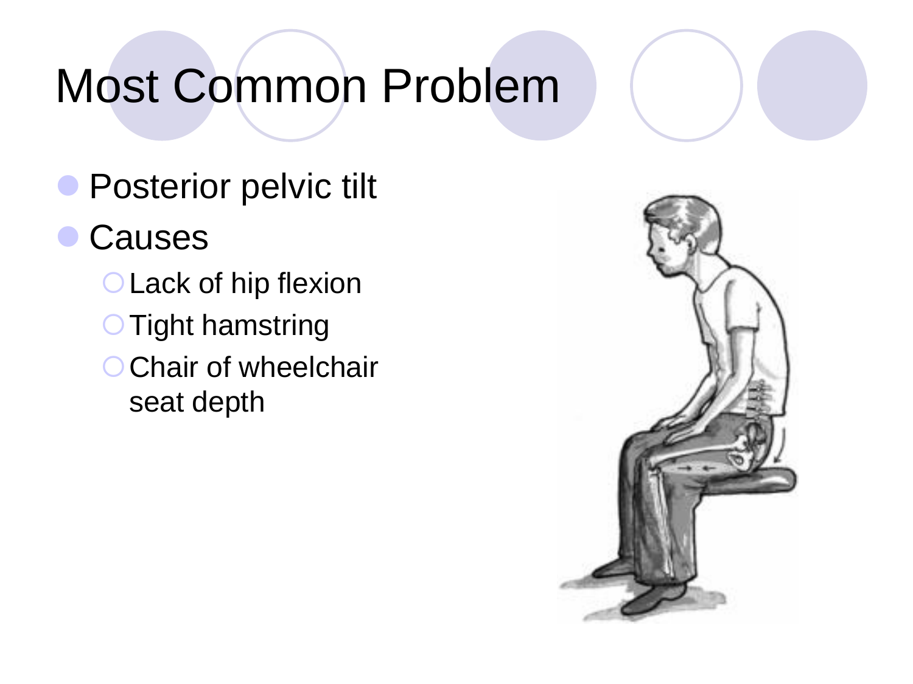# Most Common Problem

- Posterior pelvic tilt
- Causes
  - Lack of hip flexion
  - Tight hamstring
  - Chair of wheelchair seat depth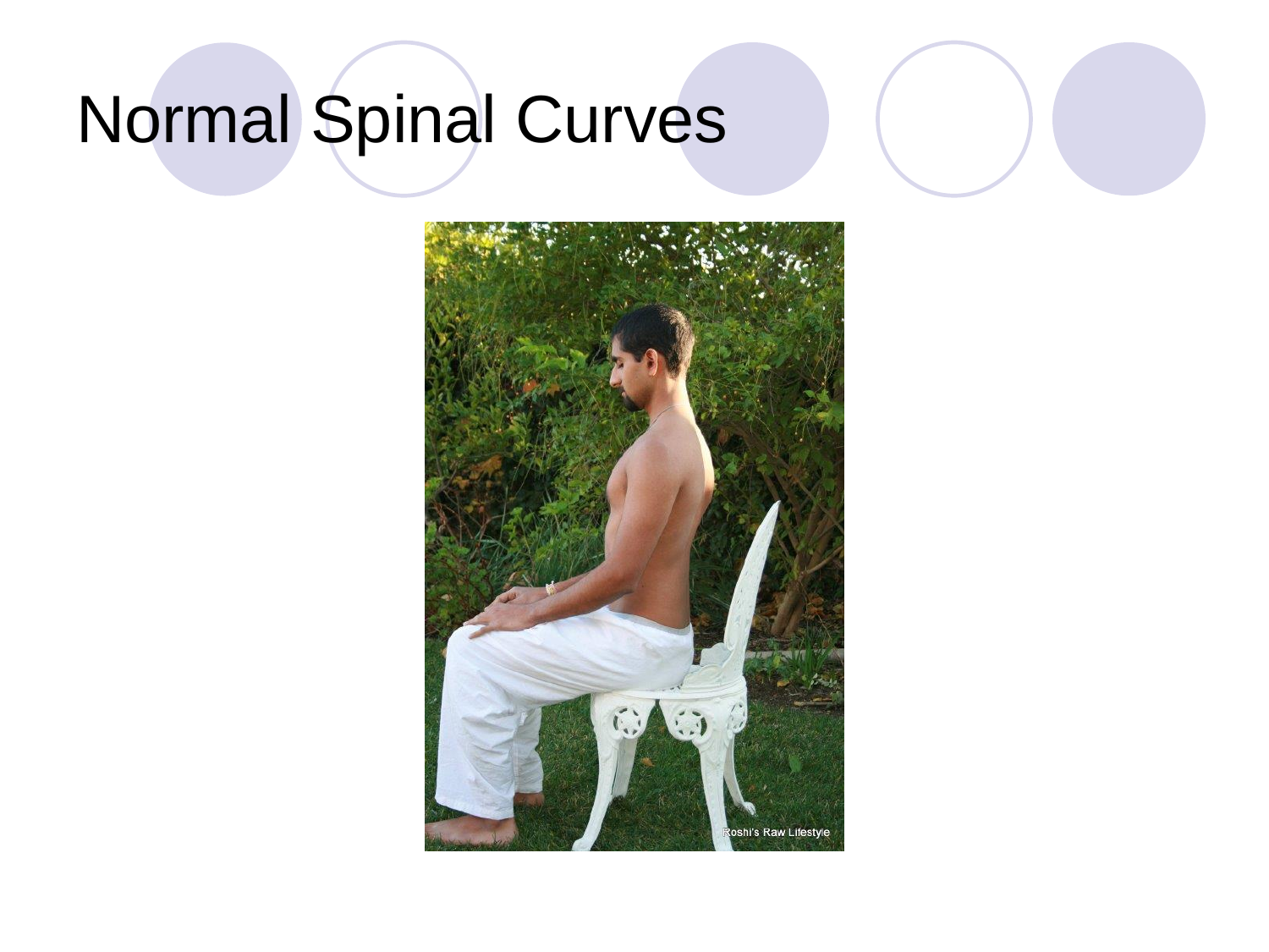# Normal Spinal Curves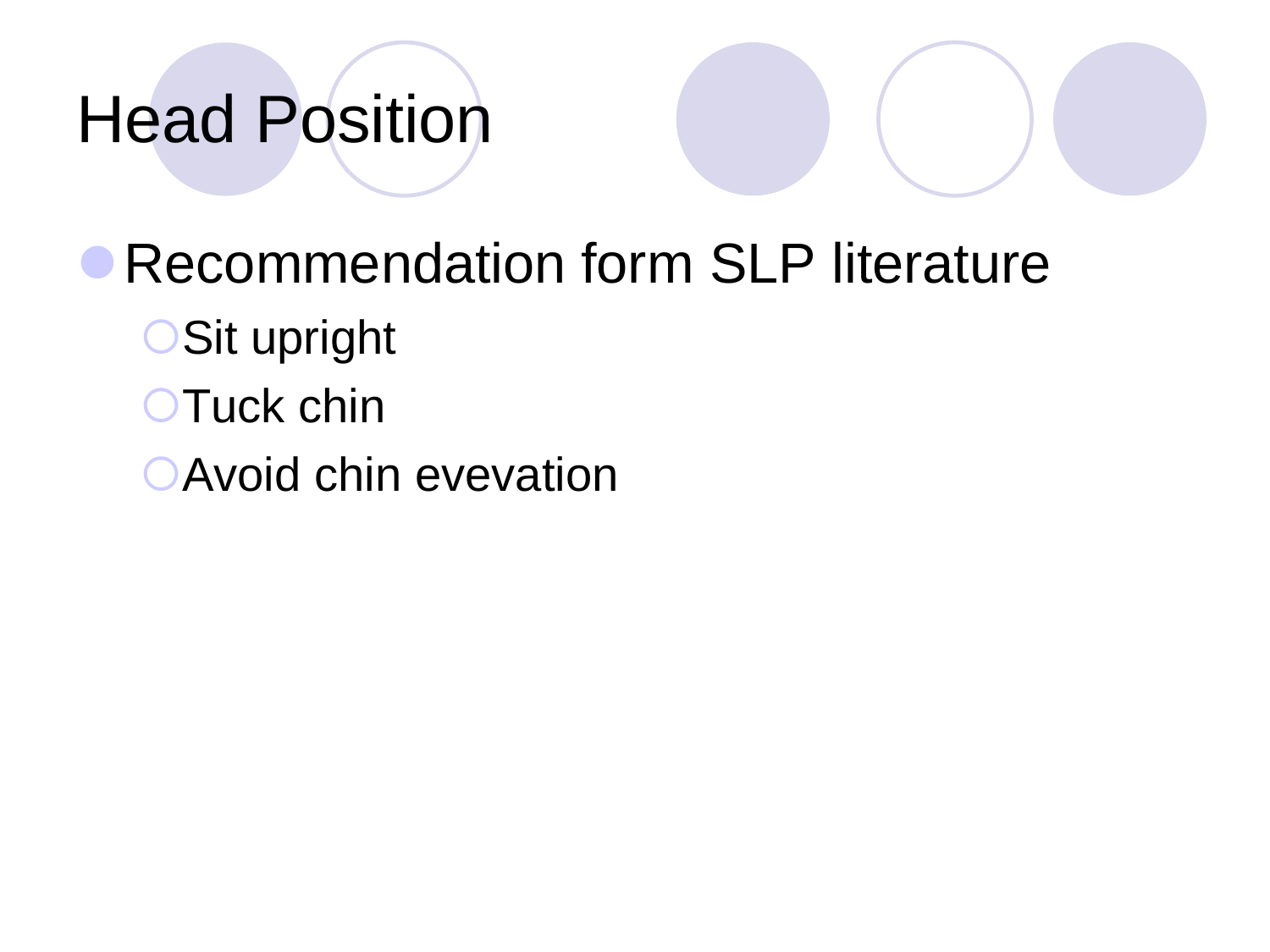# Head Position

- Recommendation form SLP literature
  - Sit upright
  - Tuck chin
  - Avoid chin evevation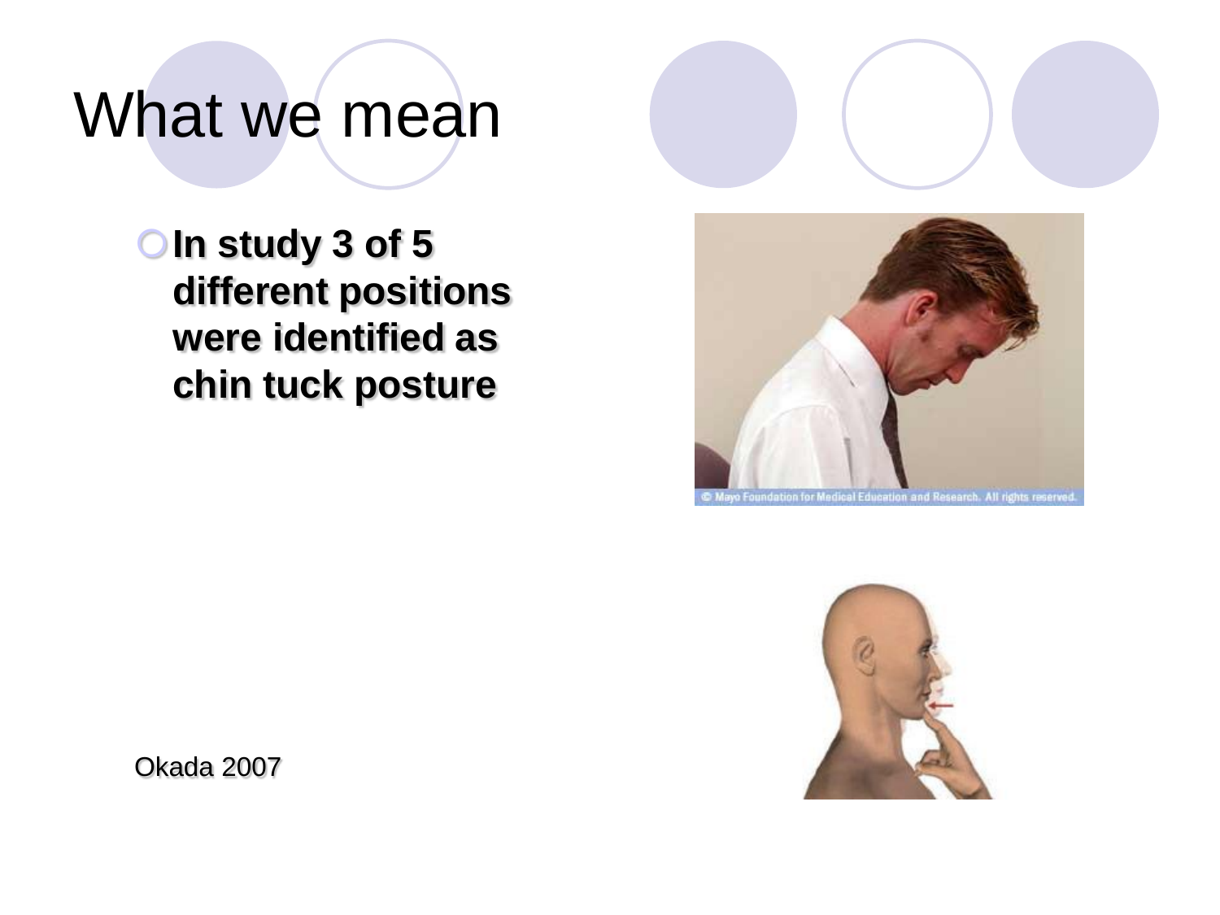# What we mean

- **In study 3 of 5 different positions were identified as chin tuck posture**

Okada 2007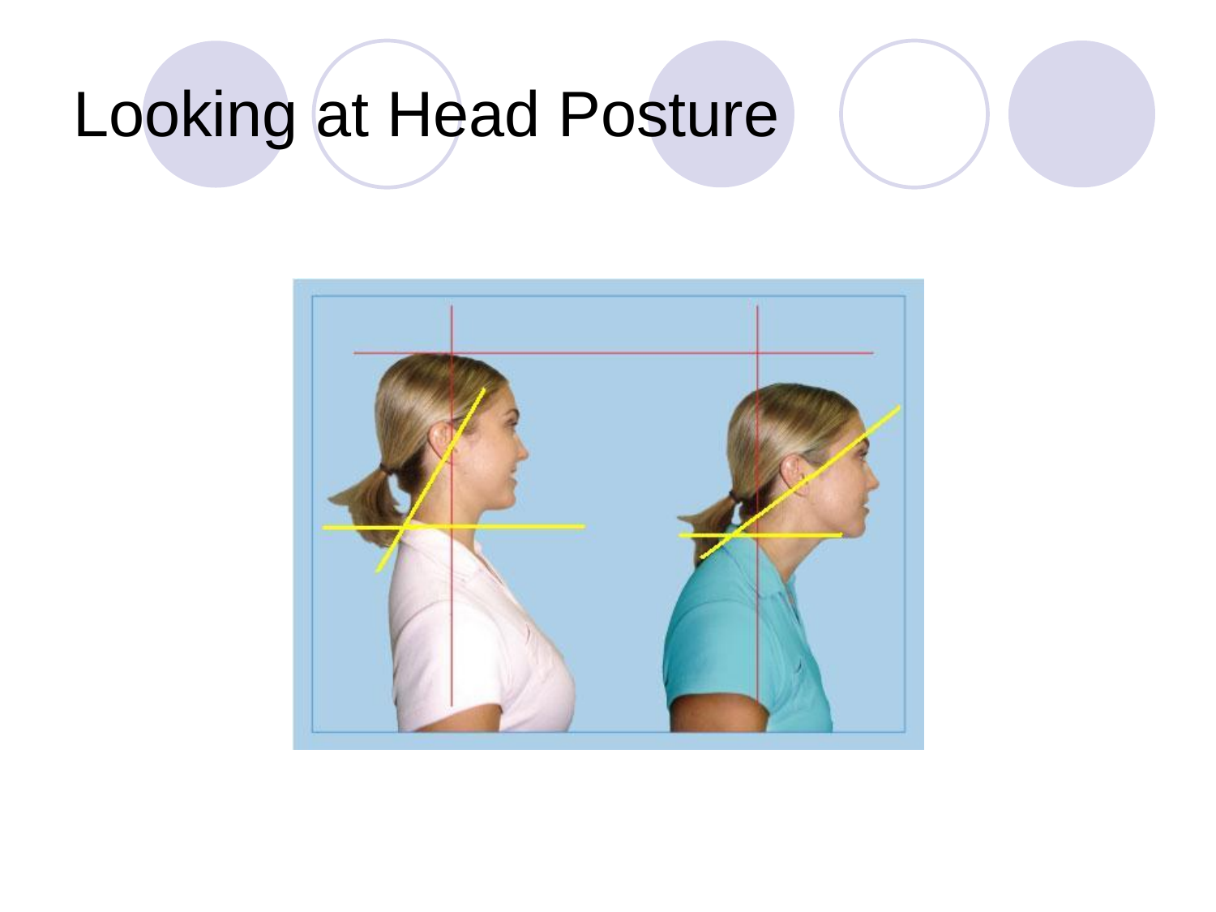# Looking at Head Posture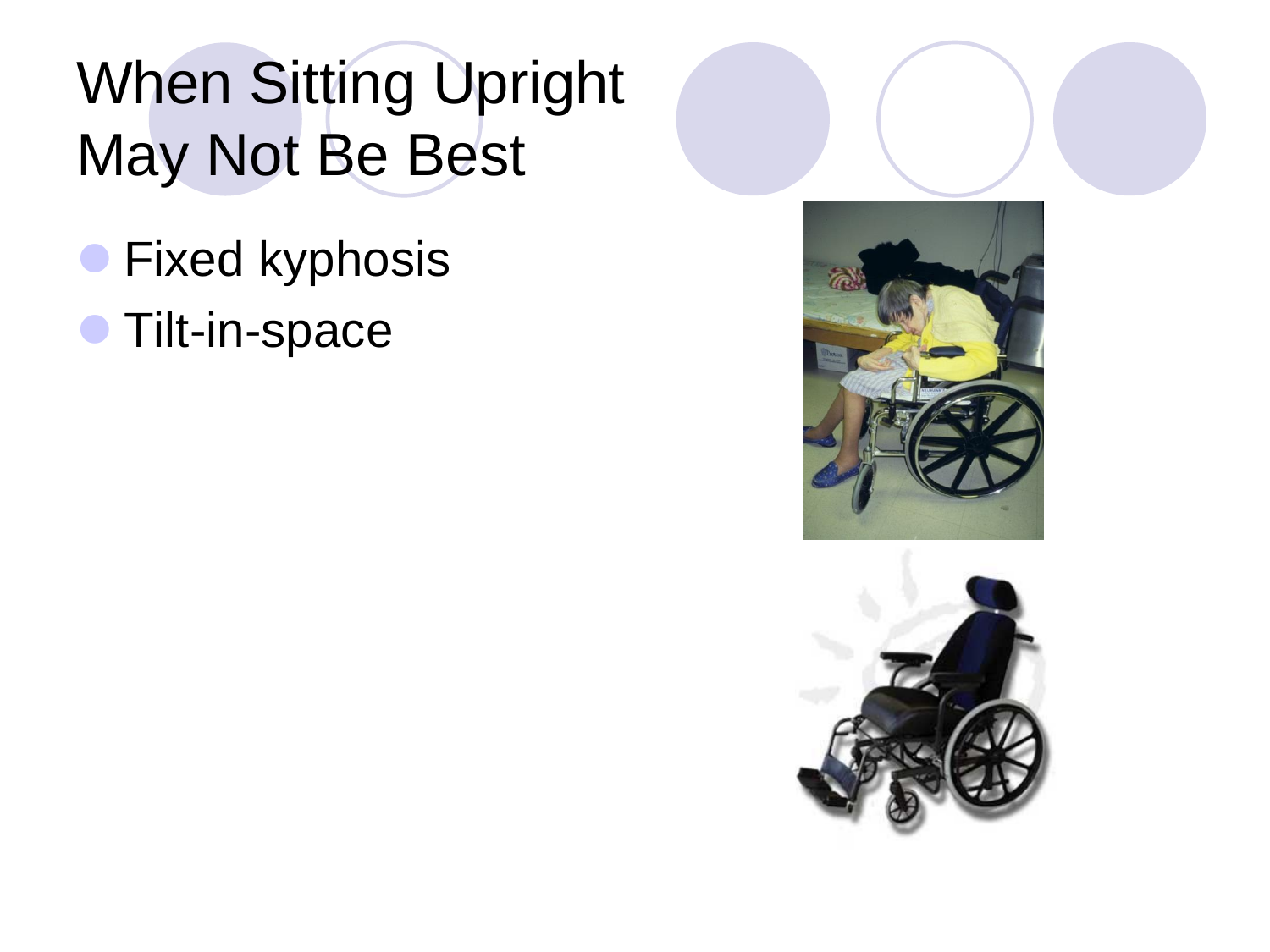# When Sitting Upright May Not Be Best

- Fixed kyphosis
- Tilt-in-space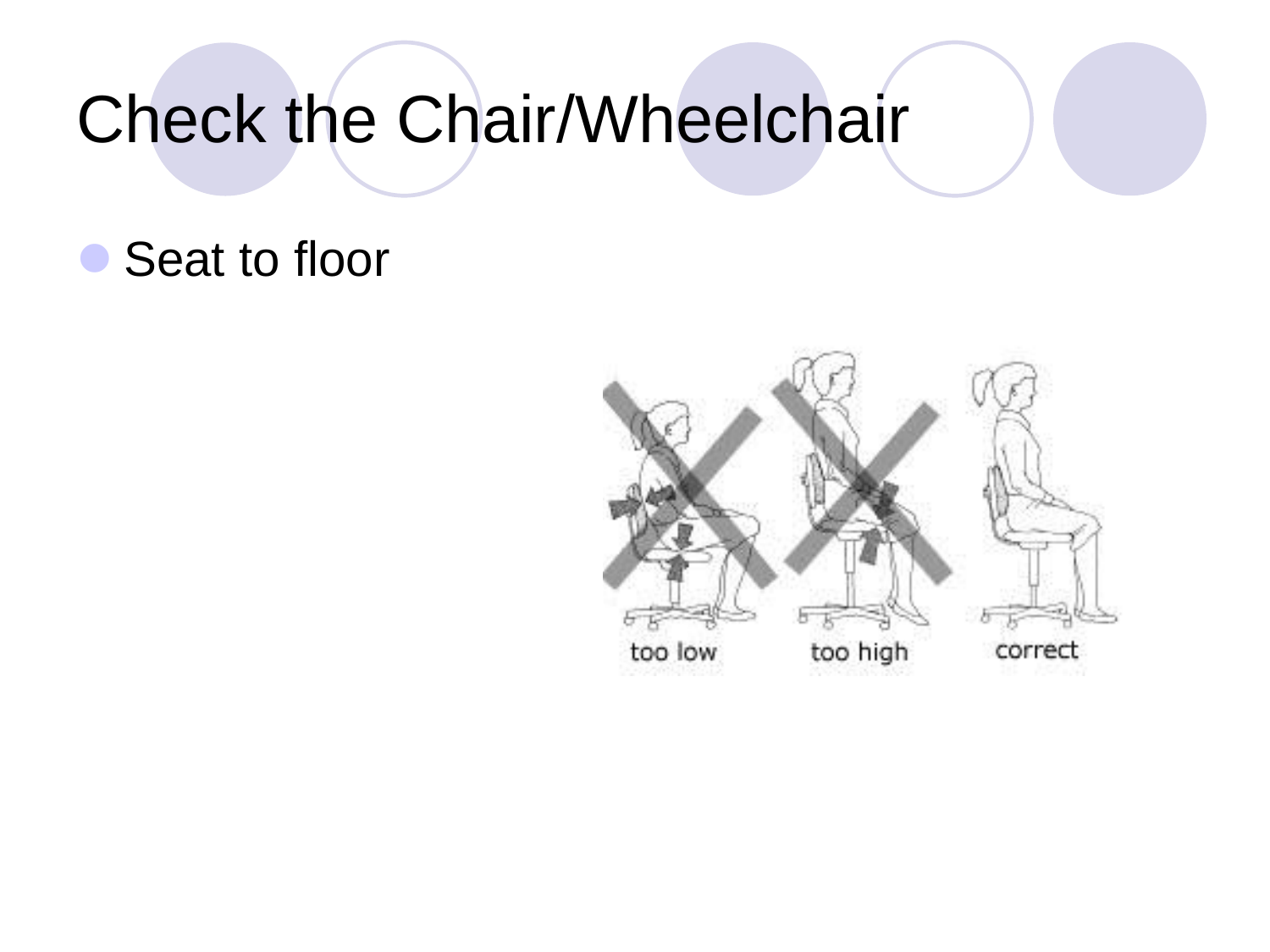# Check the Chair/Wheelchair

- Seat to floor

too low too high correct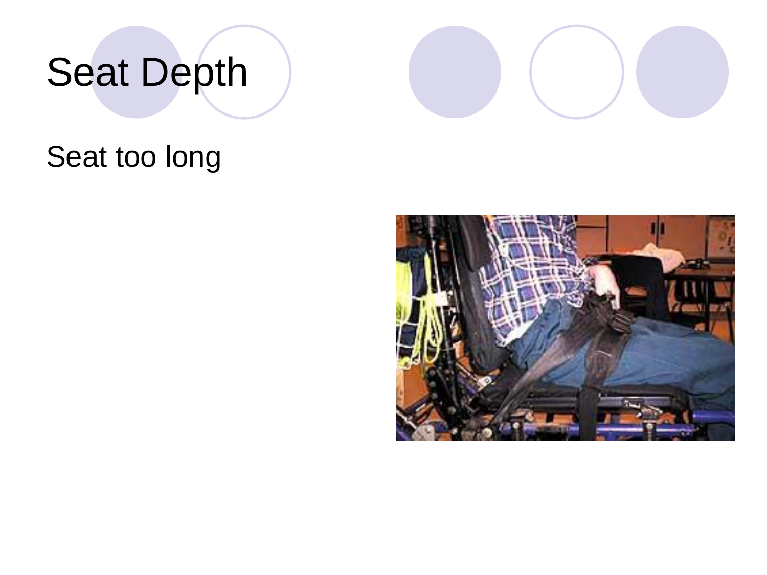# Seat Depth

Seat too long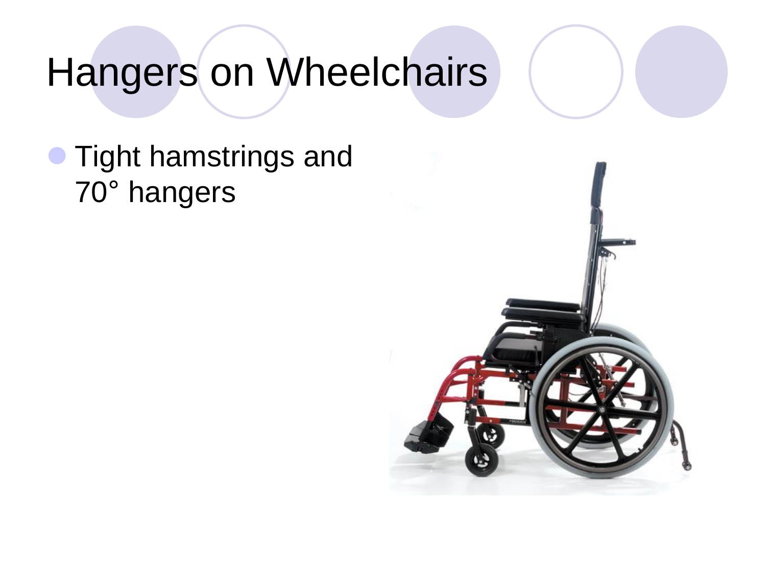# Hangers on Wheelchairs

- Tight hamstrings and 70° hangers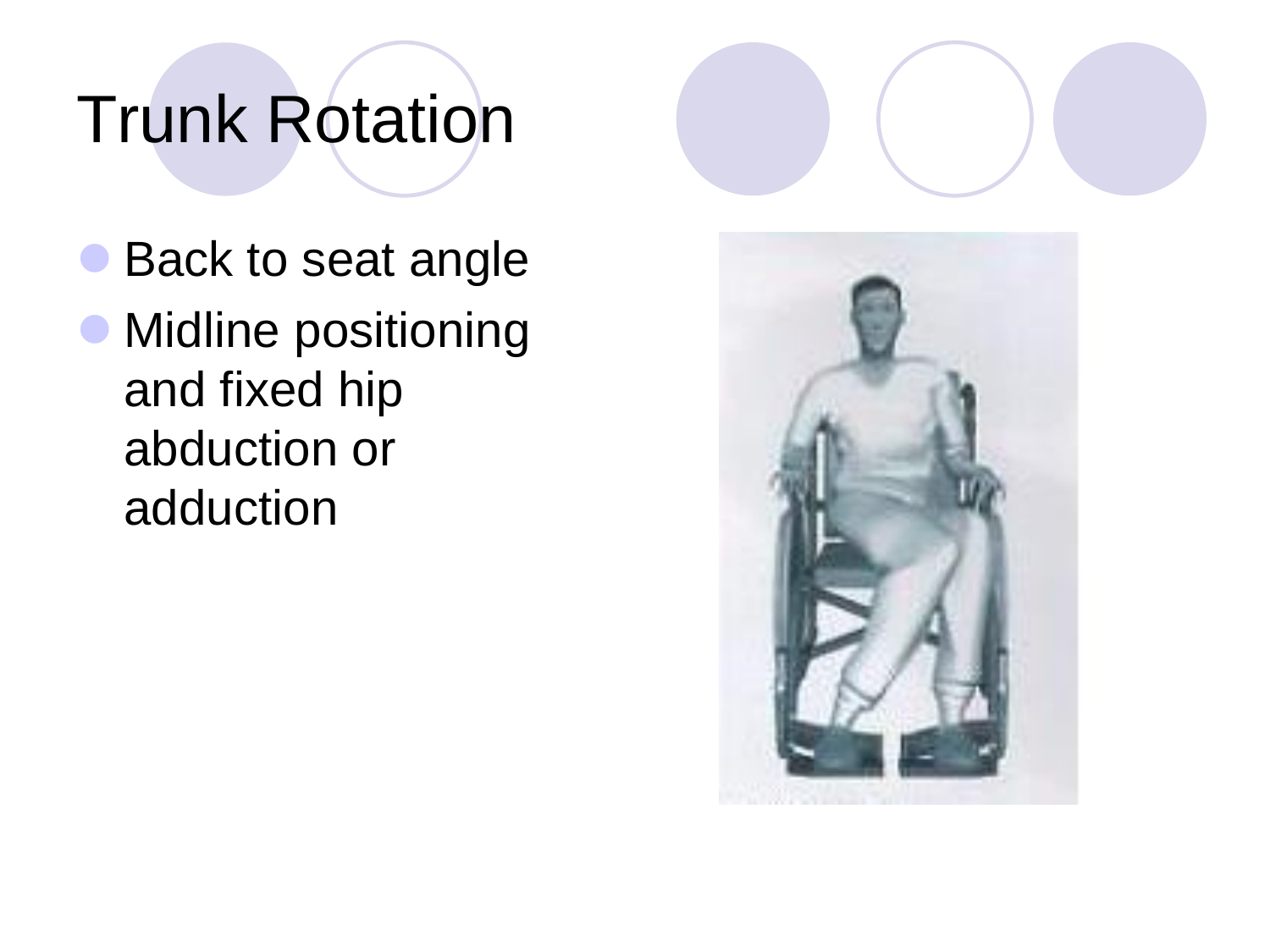# Trunk Rotation

- Back to seat angle
- Midline positioning and fixed hip abduction or adduction